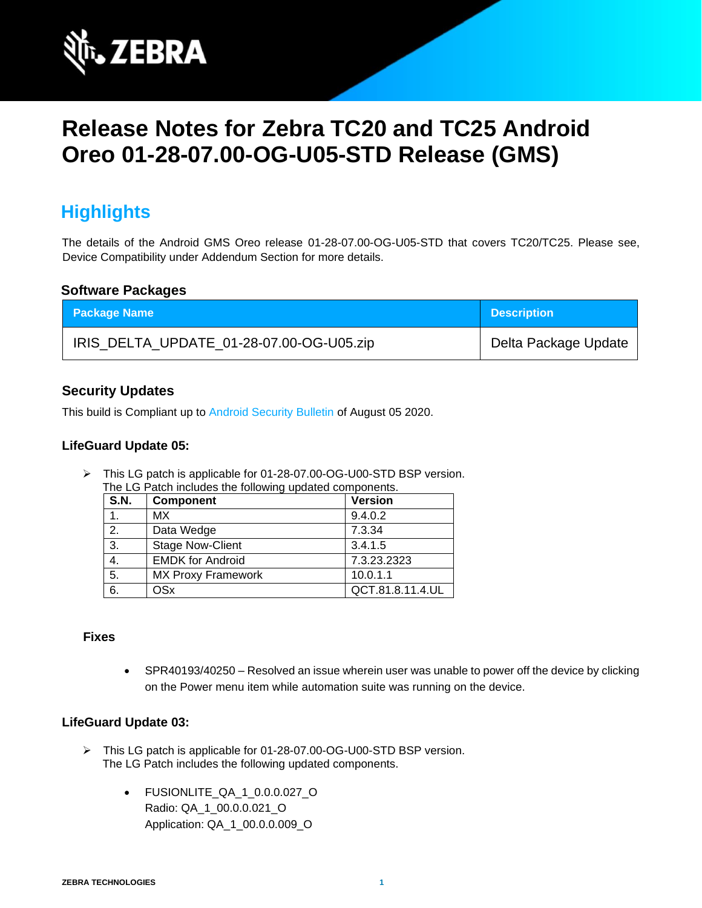# Release Notes for Zebra TC20 and TC25 Android Oreo 01-28-07.00-OG-U05-STD Release (GMS)

## Highlights

The details of the Android GMS Oreo release 01-28-07.00-OG-U05-STD that covers TC20/TC25. Please see, Device Compatibility under Addendum Section for more details.

### Software Packages

| Package Name | Description |
| --- | --- |
| IRIS_DELTA_UPDATE_01-28-07.00-OG-U05.zip | Delta Package Update |

### Security Updates

This build is Compliant up to Android Security Bulletin of August 05 2020.

#### LifeGuard Update 05:

- This LG patch is applicable for 01-28-07.00-OG-U00-STD BSP version.
  The LG Patch includes the following updated components.

| S.N. | Component | Version |
| --- | --- | --- |
| 1. | MX | 9.4.0.2 |
| 2. | Data Wedge | 7.3.34 |
| 3. | Stage Now-Client | 3.4.1.5 |
| 4. | EMDK for Android | 7.3.23.2323 |
| 5. | MX Proxy Framework | 10.0.1.1 |
| 6. | OSx | QCT.81.8.11.4.UL |

#### Fixes

- SPR40193/40250 – Resolved an issue wherein user was unable to power off the device by clicking on the Power menu item while automation suite was running on the device.

#### LifeGuard Update 03:

- This LG patch is applicable for 01-28-07.00-OG-U00-STD BSP version.
  The LG Patch includes the following updated components.

  - FUSIONLITE_QA_1_0.0.0.027_O
    Radio: QA_1_00.0.0.021_O
    Application: QA_1_00.0.0.009_O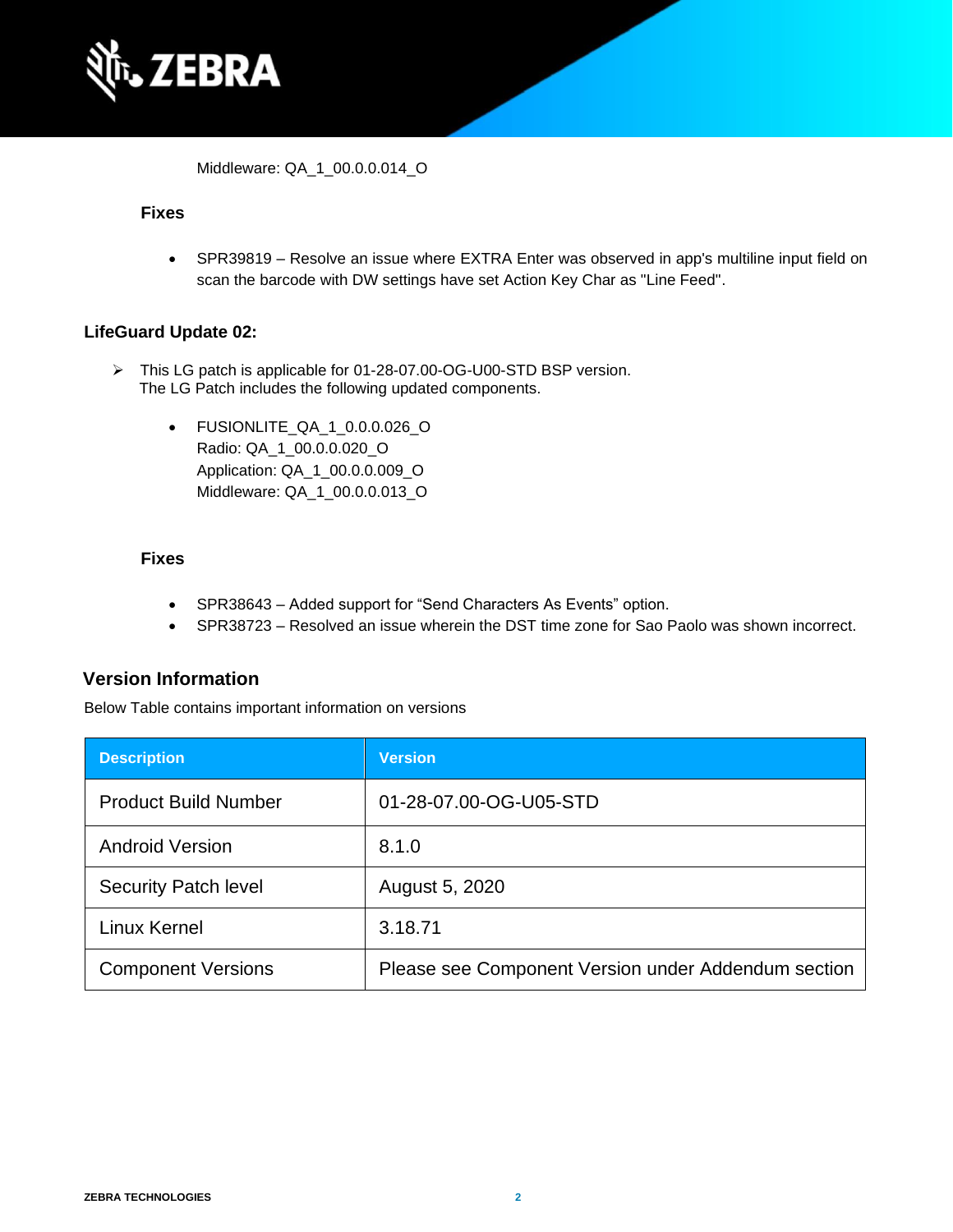Middleware: QA_1_00.0.0.014_O

### Fixes

- SPR39819 – Resolve an issue where EXTRA Enter was observed in app's multiline input field on scan the barcode with DW settings have set Action Key Char as "Line Feed".

### LifeGuard Update 02:

- This LG patch is applicable for 01-28-07.00-OG-U00-STD BSP version.
  The LG Patch includes the following updated components.

  - FUSIONLITE_QA_1_0.0.0.026_O
    Radio: QA_1_00.0.0.020_O
    Application: QA_1_00.0.0.009_O
    Middleware: QA_1_00.0.0.013_O

### Fixes

- SPR38643 – Added support for “Send Characters As Events” option.
- SPR38723 – Resolved an issue wherein the DST time zone for Sao Paolo was shown incorrect.

## Version Information

Below Table contains important information on versions

| Description | Version |
|---|---|
| Product Build Number | 01-28-07.00-OG-U05-STD |
| Android Version | 8.1.0 |
| Security Patch level | August 5, 2020 |
| Linux Kernel | 3.18.71 |
| Component Versions | Please see Component Version under Addendum section |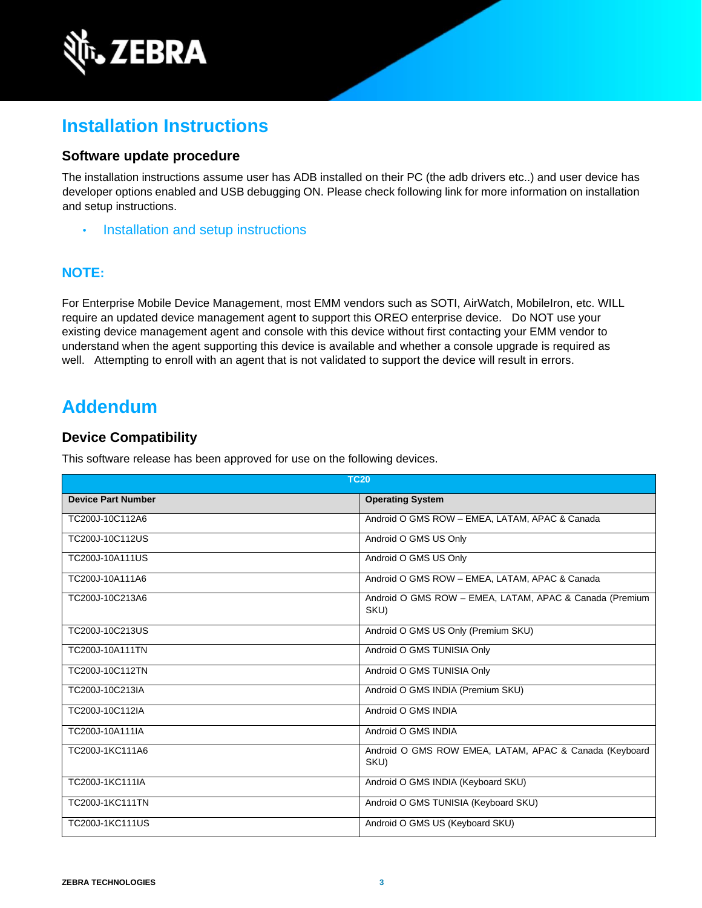# Installation Instructions

### Software update procedure

The installation instructions assume user has ADB installed on their PC (the adb drivers etc..) and user device has developer options enabled and USB debugging ON. Please check following link for more information on installation and setup instructions.

- Installation and setup instructions

## NOTE:

For Enterprise Mobile Device Management, most EMM vendors such as SOTI, AirWatch, MobileIron, etc. WILL require an updated device management agent to support this OREO enterprise device. Do NOT use your existing device management agent and console with this device without first contacting your EMM vendor to understand when the agent supporting this device is available and whether a console upgrade is required as well. Attempting to enroll with an agent that is not validated to support the device will result in errors.

# Addendum

### Device Compatibility

This software release has been approved for use on the following devices.

| TC20 | |
|---|---|
| **Device Part Number** | **Operating System** |
| TC200J-10C112A6 | Android O GMS ROW – EMEA, LATAM, APAC & Canada |
| TC200J-10C112US | Android O GMS US Only |
| TC200J-10A111US | Android O GMS US Only |
| TC200J-10A111A6 | Android O GMS ROW – EMEA, LATAM, APAC & Canada |
| TC200J-10C213A6 | Android O GMS ROW – EMEA, LATAM, APAC & Canada (Premium SKU) |
| TC200J-10C213US | Android O GMS US Only (Premium SKU) |
| TC200J-10A111TN | Android O GMS TUNISIA Only |
| TC200J-10C112TN | Android O GMS TUNISIA Only |
| TC200J-10C213IA | Android O GMS INDIA (Premium SKU) |
| TC200J-10C112IA | Android O GMS INDIA |
| TC200J-10A111IA | Android O GMS INDIA |
| TC200J-1KC111A6 | Android O GMS ROW EMEA, LATAM, APAC & Canada (Keyboard SKU) |
| TC200J-1KC111IA | Android O GMS INDIA (Keyboard SKU) |
| TC200J-1KC111TN | Android O GMS TUNISIA (Keyboard SKU) |
| TC200J-1KC111US | Android O GMS US (Keyboard SKU) |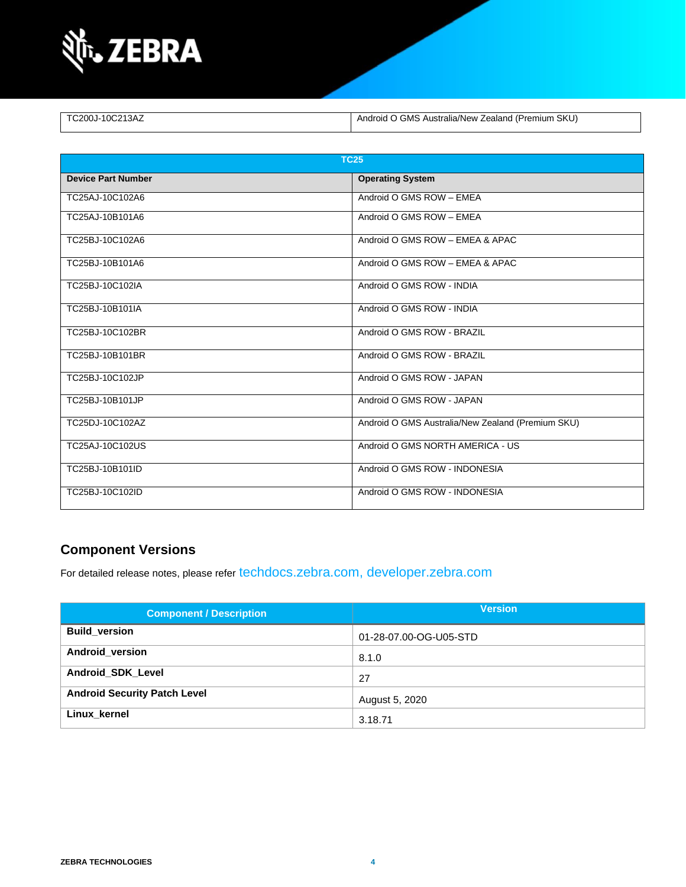| TC200J-10C213AZ | Android O GMS Australia/New Zealand (Premium SKU) |
|---|---|

| TC25 | |
|---|---|
| **Device Part Number** | **Operating System** |
| TC25AJ-10C102A6 | Android O GMS ROW – EMEA |
| TC25AJ-10B101A6 | Android O GMS ROW – EMEA |
| TC25BJ-10C102A6 | Android O GMS ROW – EMEA & APAC |
| TC25BJ-10B101A6 | Android O GMS ROW – EMEA & APAC |
| TC25BJ-10C102IA | Android O GMS ROW - INDIA |
| TC25BJ-10B101IA | Android O GMS ROW - INDIA |
| TC25BJ-10C102BR | Android O GMS ROW - BRAZIL |
| TC25BJ-10B101BR | Android O GMS ROW - BRAZIL |
| TC25BJ-10C102JP | Android O GMS ROW - JAPAN |
| TC25BJ-10B101JP | Android O GMS ROW - JAPAN |
| TC25DJ-10C102AZ | Android O GMS Australia/New Zealand (Premium SKU) |
| TC25AJ-10C102US | Android O GMS NORTH AMERICA - US |
| TC25BJ-10B101ID | Android O GMS ROW - INDONESIA |
| TC25BJ-10C102ID | Android O GMS ROW - INDONESIA |

## Component Versions

For detailed release notes, please refer techdocs.zebra.com, developer.zebra.com

| Component / Description | Version |
|---|---|
| **Build_version** | 01-28-07.00-OG-U05-STD |
| **Android_version** | 8.1.0 |
| **Android_SDK_Level** | 27 |
| **Android Security Patch Level** | August 5, 2020 |
| **Linux_kernel** | 3.18.71 |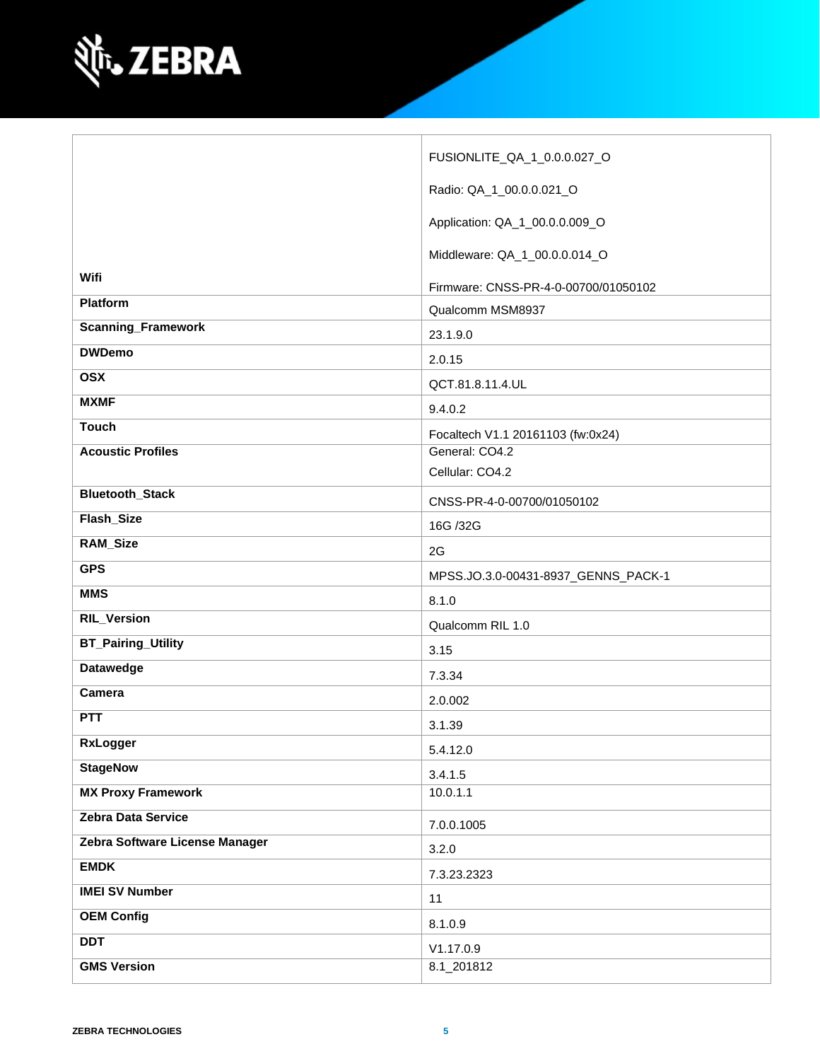| | |
|---|---|
| Wifi | FUSIONLITE_QA_1_0.0.0.027_O<br><br>Radio: QA_1_00.0.0.021_O<br><br>Application: QA_1_00.0.0.009_O<br><br>Middleware: QA_1_00.0.0.014_O<br><br>Firmware: CNSS-PR-4-0-00700/01050102 |
| **Platform** | Qualcomm MSM8937 |
| **Scanning_Framework** | 23.1.9.0 |
| **DWDemo** | 2.0.15 |
| **OSX** | QCT.81.8.11.4.UL |
| **MXMF** | 9.4.0.2 |
| **Touch** | Focaltech V1.1 20161103 (fw:0x24) |
| **Acoustic Profiles** | General: CO4.2<br>Cellular: CO4.2 |
| **Bluetooth_Stack** | CNSS-PR-4-0-00700/01050102 |
| **Flash_Size** | 16G /32G |
| **RAM_Size** | 2G |
| **GPS** | MPSS.JO.3.0-00431-8937_GENNS_PACK-1 |
| **MMS** | 8.1.0 |
| **RIL_Version** | Qualcomm RIL 1.0 |
| **BT_Pairing_Utility** | 3.15 |
| **Datawedge** | 7.3.34 |
| **Camera** | 2.0.002 |
| **PTT** | 3.1.39 |
| **RxLogger** | 5.4.12.0 |
| **StageNow** | 3.4.1.5 |
| **MX Proxy Framework** | 10.0.1.1 |
| **Zebra Data Service** | 7.0.0.1005 |
| **Zebra Software License Manager** | 3.2.0 |
| **EMDK** | 7.3.23.2323 |
| **IMEI SV Number** | 11 |
| **OEM Config** | 8.1.0.9 |
| **DDT** | V1.17.0.9 |
| **GMS Version** | 8.1_201812 |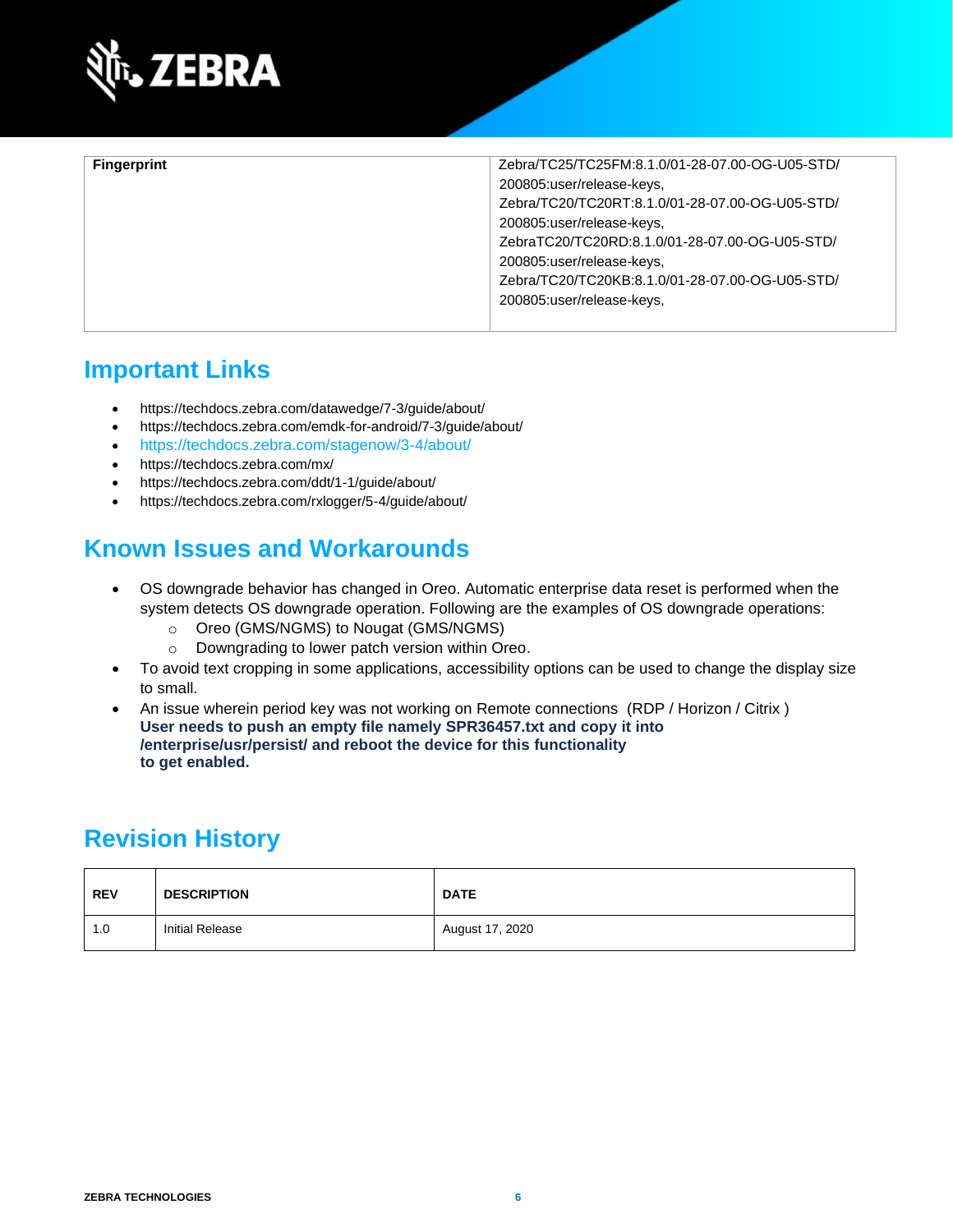| | |
|---|---|
| **Fingerprint** | Zebra/TC25/TC25FM:8.1.0/01-28-07.00-OG-U05-STD/ 200805:user/release-keys, Zebra/TC20/TC20RT:8.1.0/01-28-07.00-OG-U05-STD/ 200805:user/release-keys, ZebraTC20/TC20RD:8.1.0/01-28-07.00-OG-U05-STD/ 200805:user/release-keys, Zebra/TC20/TC20KB:8.1.0/01-28-07.00-OG-U05-STD/ 200805:user/release-keys, |

## Important Links

- https://techdocs.zebra.com/datawedge/7-3/guide/about/
- https://techdocs.zebra.com/emdk-for-android/7-3/guide/about/
- https://techdocs.zebra.com/stagenow/3-4/about/
- https://techdocs.zebra.com/mx/
- https://techdocs.zebra.com/ddt/1-1/guide/about/
- https://techdocs.zebra.com/rxlogger/5-4/guide/about/

## Known Issues and Workarounds

- OS downgrade behavior has changed in Oreo. Automatic enterprise data reset is performed when the system detects OS downgrade operation. Following are the examples of OS downgrade operations:
  - Oreo (GMS/NGMS) to Nougat (GMS/NGMS)
  - Downgrading to lower patch version within Oreo.
- To avoid text cropping in some applications, accessibility options can be used to change the display size to small.
- An issue wherein period key was not working on Remote connections (RDP / Horizon / Citrix )
  **User needs to push an empty file namely SPR36457.txt and copy it into /enterprise/usr/persist/ and reboot the device for this functionality to get enabled.**

## Revision History

| REV | DESCRIPTION | DATE |
|---|---|---|
| 1.0 | Initial Release | August 17, 2020 |